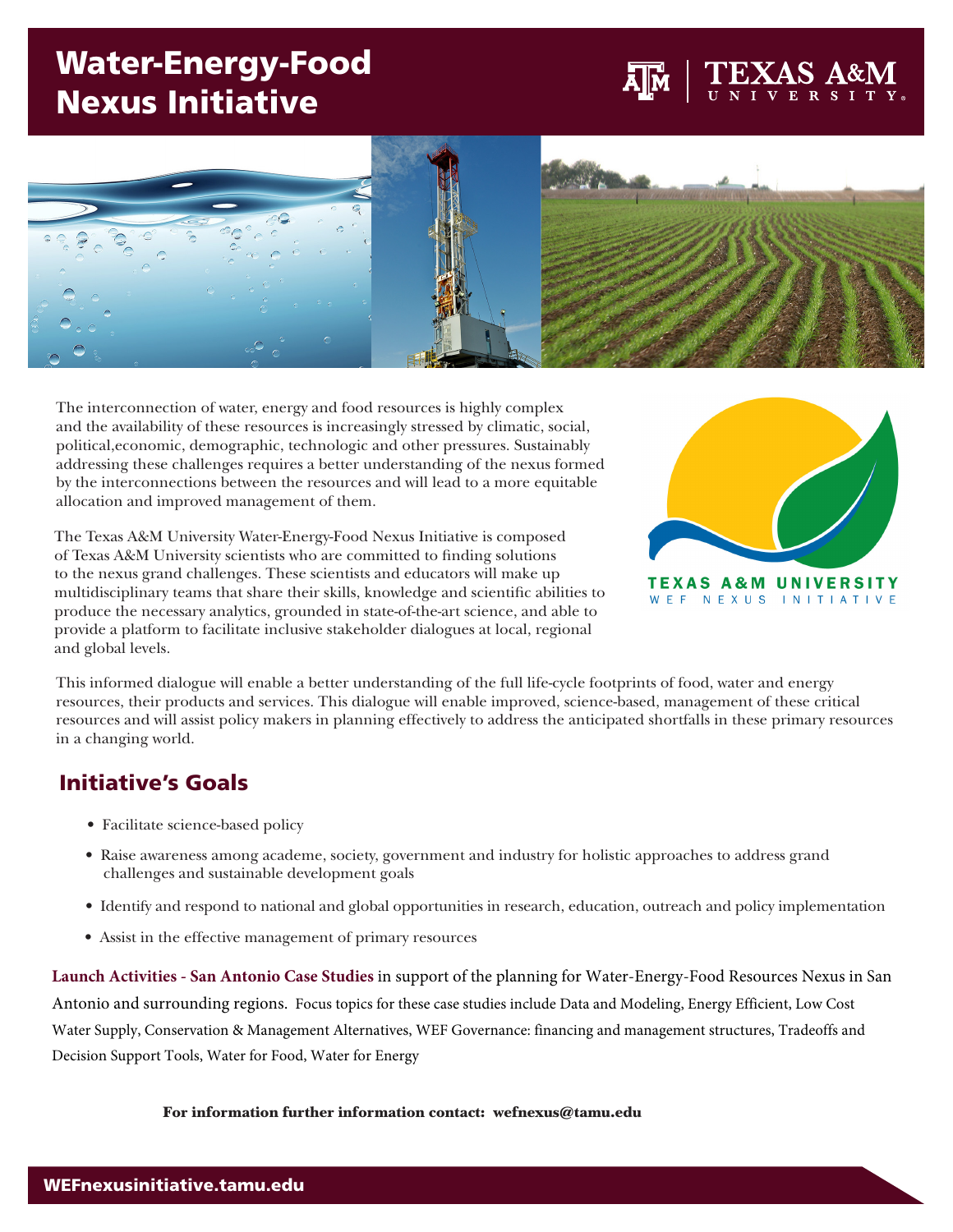# Water-Energy-Food Nexus Initiative

TEXAS A&M UNIVERSITY

The interconnection of water, energy and food resources is highly complex and the availability of these resources is increasingly stressed by climatic, social, political,economic, demographic, technologic and other pressures. Sustainably addressing these challenges requires a better understanding of the nexus formed by the interconnections between the resources and will lead to a more equitable allocation and improved management of them.

The Texas A&M University Water-Energy-Food Nexus Initiative is composed of Texas A&M University scientists who are committed to finding solutions to the nexus grand challenges. These scientists and educators will make up multidisciplinary teams that share their skills, knowledge and scientific abilities to produce the necessary analytics, grounded in state-of-the-art science, and able to provide a platform to facilitate inclusive stakeholder dialogues at local, regional and global levels.

TEXAS A&M UNIVERSITY
WEF NEXUS INITIATIVE

This informed dialogue will enable a better understanding of the full life-cycle footprints of food, water and energy resources, their products and services. This dialogue will enable improved, science-based, management of these critical resources and will assist policy makers in planning effectively to address the anticipated shortfalls in these primary resources in a changing world.

## Initiative's Goals

- Facilitate science-based policy
- Raise awareness among academe, society, government and industry for holistic approaches to address grand challenges and sustainable development goals
- Identify and respond to national and global opportunities in research, education, outreach and policy implementation
- Assist in the effective management of primary resources

**Launch Activities - San Antonio Case Studies** in support of the planning for Water-Energy-Food Resources Nexus in San Antonio and surrounding regions. Focus topics for these case studies include Data and Modeling, Energy Efficient, Low Cost Water Supply, Conservation & Management Alternatives, WEF Governance: financing and management structures, Tradeoffs and Decision Support Tools, Water for Food, Water for Energy

**For information further information contact: wefnexus@tamu.edu**

WEFnexusinitiative.tamu.edu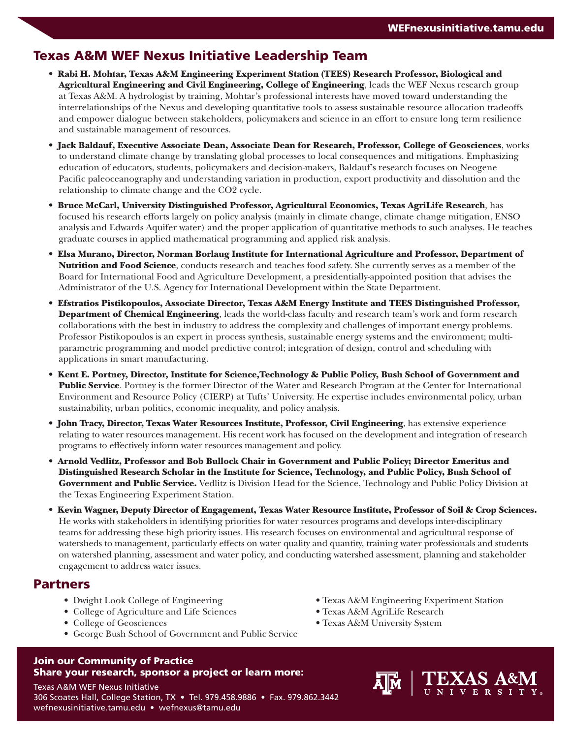## Texas A&M WEF Nexus Initiative Leadership Team

- **Rabi H. Mohtar, Texas A&M Engineering Experiment Station (TEES) Research Professor, Biological and Agricultural Engineering and Civil Engineering, College of Engineering**, leads the WEF Nexus research group at Texas A&M. A hydrologist by training, Mohtar's professional interests have moved toward understanding the interrelationships of the Nexus and developing quantitative tools to assess sustainable resource allocation tradeoffs and empower dialogue between stakeholders, policymakers and science in an effort to ensure long term resilience and sustainable management of resources.
- **Jack Baldauf, Executive Associate Dean, Associate Dean for Research, Professor, College of Geosciences**, works to understand climate change by translating global processes to local consequences and mitigations. Emphasizing education of educators, students, policymakers and decision-makers, Baldauf's research focuses on Neogene Pacific paleoceanography and understanding variation in production, export productivity and dissolution and the relationship to climate change and the CO2 cycle.
- **Bruce McCarl, University Distinguished Professor, Agricultural Economics, Texas AgriLife Research**, has focused his research efforts largely on policy analysis (mainly in climate change, climate change mitigation, ENSO analysis and Edwards Aquifer water) and the proper application of quantitative methods to such analyses. He teaches graduate courses in applied mathematical programming and applied risk analysis.
- **Elsa Murano, Director, Norman Borlaug Institute for International Agriculture and Professor, Department of Nutrition and Food Science**, conducts research and teaches food safety. She currently serves as a member of the Board for International Food and Agriculture Development, a presidentially-appointed position that advises the Administrator of the U.S. Agency for International Development within the State Department.
- **Efstratios Pistikopoulos, Associate Director, Texas A&M Energy Institute and TEES Distinguished Professor, Department of Chemical Engineering**, leads the world-class faculty and research team's work and form research collaborations with the best in industry to address the complexity and challenges of important energy problems. Professor Pistikopoulos is an expert in process synthesis, sustainable energy systems and the environment; multi-parametric programming and model predictive control; integration of design, control and scheduling with applications in smart manufacturing.
- **Kent E. Portney, Director, Institute for Science,Technology & Public Policy, Bush School of Government and Public Service**. Portney is the former Director of the Water and Research Program at the Center for International Environment and Resource Policy (CIERP) at Tufts' University. He expertise includes environmental policy, urban sustainability, urban politics, economic inequality, and policy analysis.
- **John Tracy, Director, Texas Water Resources Institute, Professor, Civil Engineering**, has extensive experience relating to water resources management. His recent work has focused on the development and integration of research programs to effectively inform water resources management and policy.
- **Arnold Vedlitz, Professor and Bob Bullock Chair in Government and Public Policy; Director Emeritus and Distinguished Research Scholar in the Institute for Science, Technology, and Public Policy, Bush School of Government and Public Service.** Vedlitz is Division Head for the Science, Technology and Public Policy Division at the Texas Engineering Experiment Station.
- **Kevin Wagner, Deputy Director of Engagement, Texas Water Resource Institute, Professor of Soil & Crop Sciences.** He works with stakeholders in identifying priorities for water resources programs and develops inter-disciplinary teams for addressing these high priority issues. His research focuses on environmental and agricultural response of watersheds to management, particularly effects on water quality and quantity, training water professionals and students on watershed planning, assessment and water policy, and conducting watershed assessment, planning and stakeholder engagement to address water issues.

## Partners

- Dwight Look College of Engineering
- College of Agriculture and Life Sciences
- College of Geosciences
- George Bush School of Government and Public Service
- Texas A&M Engineering Experiment Station
- Texas A&M AgriLife Research
- Texas A&M University System

**Join our Community of Practice**
**Share your research, sponsor a project or learn more:**

Texas A&M WEF Nexus Initiative
306 Scoates Hall, College Station, TX • Tel. 979.458.9886 • Fax. 979.862.3442
wefnexusinitiative.tamu.edu • wefnexus@tamu.edu

TEXAS A&M UNIVERSITY